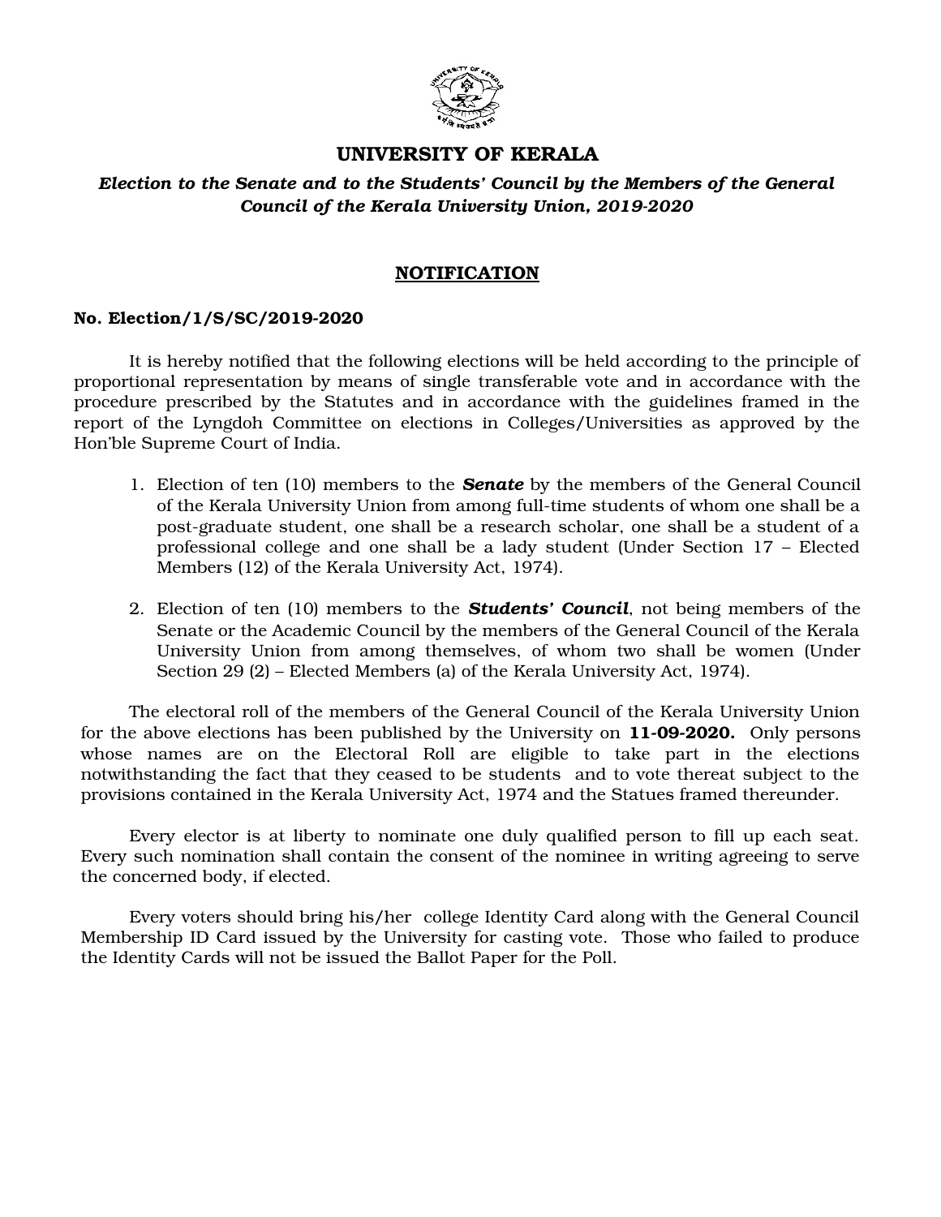# UNIVERSITY OF KERALA

***Election to the Senate and to the Students' Council by the Members of the General Council of the Kerala University Union, 2019-2020***

## NOTIFICATION

**No. Election/1/S/SC/2019-2020**

It is hereby notified that the following elections will be held according to the principle of proportional representation by means of single transferable vote and in accordance with the procedure prescribed by the Statutes and in accordance with the guidelines framed in the report of the Lyngdoh Committee on elections in Colleges/Universities as approved by the Hon'ble Supreme Court of India.

1. Election of ten (10) members to the ***Senate*** by the members of the General Council of the Kerala University Union from among full-time students of whom one shall be a post-graduate student, one shall be a research scholar, one shall be a student of a professional college and one shall be a lady student (Under Section 17 – Elected Members (12) of the Kerala University Act, 1974).

2. Election of ten (10) members to the ***Students' Council***, not being members of the Senate or the Academic Council by the members of the General Council of the Kerala University Union from among themselves, of whom two shall be women (Under Section 29 (2) – Elected Members (a) of the Kerala University Act, 1974).

The electoral roll of the members of the General Council of the Kerala University Union for the above elections has been published by the University on **11-09-2020.** Only persons whose names are on the Electoral Roll are eligible to take part in the elections notwithstanding the fact that they ceased to be students and to vote thereat subject to the provisions contained in the Kerala University Act, 1974 and the Statues framed thereunder.

Every elector is at liberty to nominate one duly qualified person to fill up each seat. Every such nomination shall contain the consent of the nominee in writing agreeing to serve the concerned body, if elected.

Every voters should bring his/her college Identity Card along with the General Council Membership ID Card issued by the University for casting vote. Those who failed to produce the Identity Cards will not be issued the Ballot Paper for the Poll.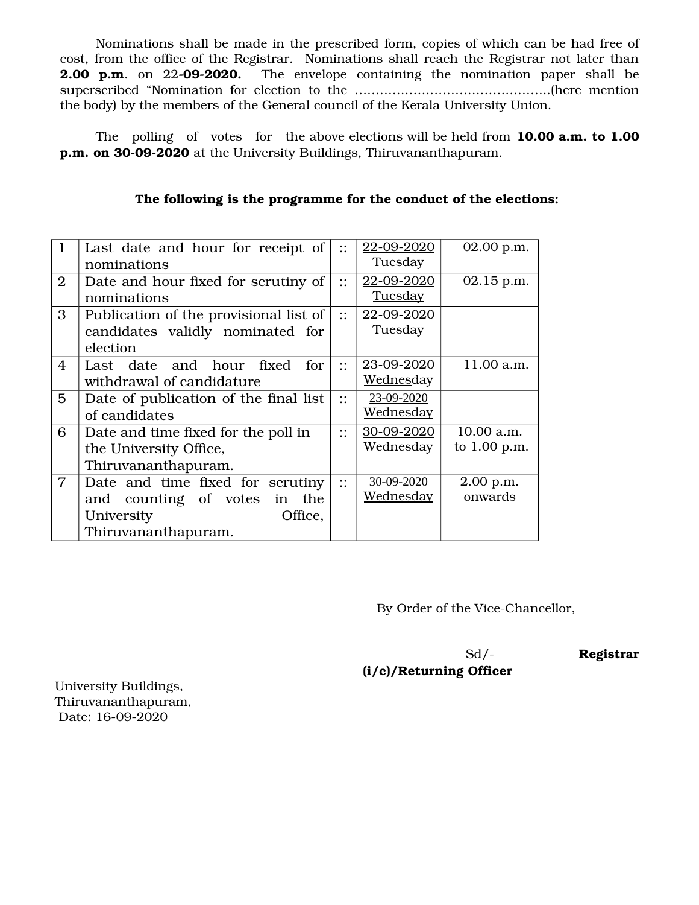Nominations shall be made in the prescribed form, copies of which can be had free of cost, from the office of the Registrar. Nominations shall reach the Registrar not later than **2.00 p.m**. on 22**-09-2020.** The envelope containing the nomination paper shall be superscribed "Nomination for election to the ...............................................(here mention the body) by the members of the General council of the Kerala University Union.

The polling of votes for the above elections will be held from **10.00 a.m. to 1.00 p.m. on 30-09-2020** at the University Buildings, Thiruvananthapuram.

**The following is the programme for the conduct of the elections:**

| | | | | |
|---|---|---|---|---|
| 1 | Last date and hour for receipt of nominations | :: | 22-09-2020 Tuesday | 02.00 p.m. |
| 2 | Date and hour fixed for scrutiny of nominations | :: | 22-09-2020 Tuesday | 02.15 p.m. |
| 3 | Publication of the provisional list of candidates validly nominated for election | :: | 22-09-2020 Tuesday | |
| 4 | Last date and hour fixed for withdrawal of candidature | :: | 23-09-2020 Wednesday | 11.00 a.m. |
| 5 | Date of publication of the final list of candidates | :: | 23-09-2020 Wednesday | |
| 6 | Date and time fixed for the poll in the University Office, Thiruvananthapuram. | :: | 30-09-2020 Wednesday | 10.00 a.m. to 1.00 p.m. |
| 7 | Date and time fixed for scrutiny and counting of votes in the University Office, Thiruvananthapuram. | :: | 30-09-2020 Wednesday | 2.00 p.m. onwards |

By Order of the Vice-Chancellor,

Sd/- **Registrar (i/c)/Returning Officer**

University Buildings,
Thiruvananthapuram,
Date: 16-09-2020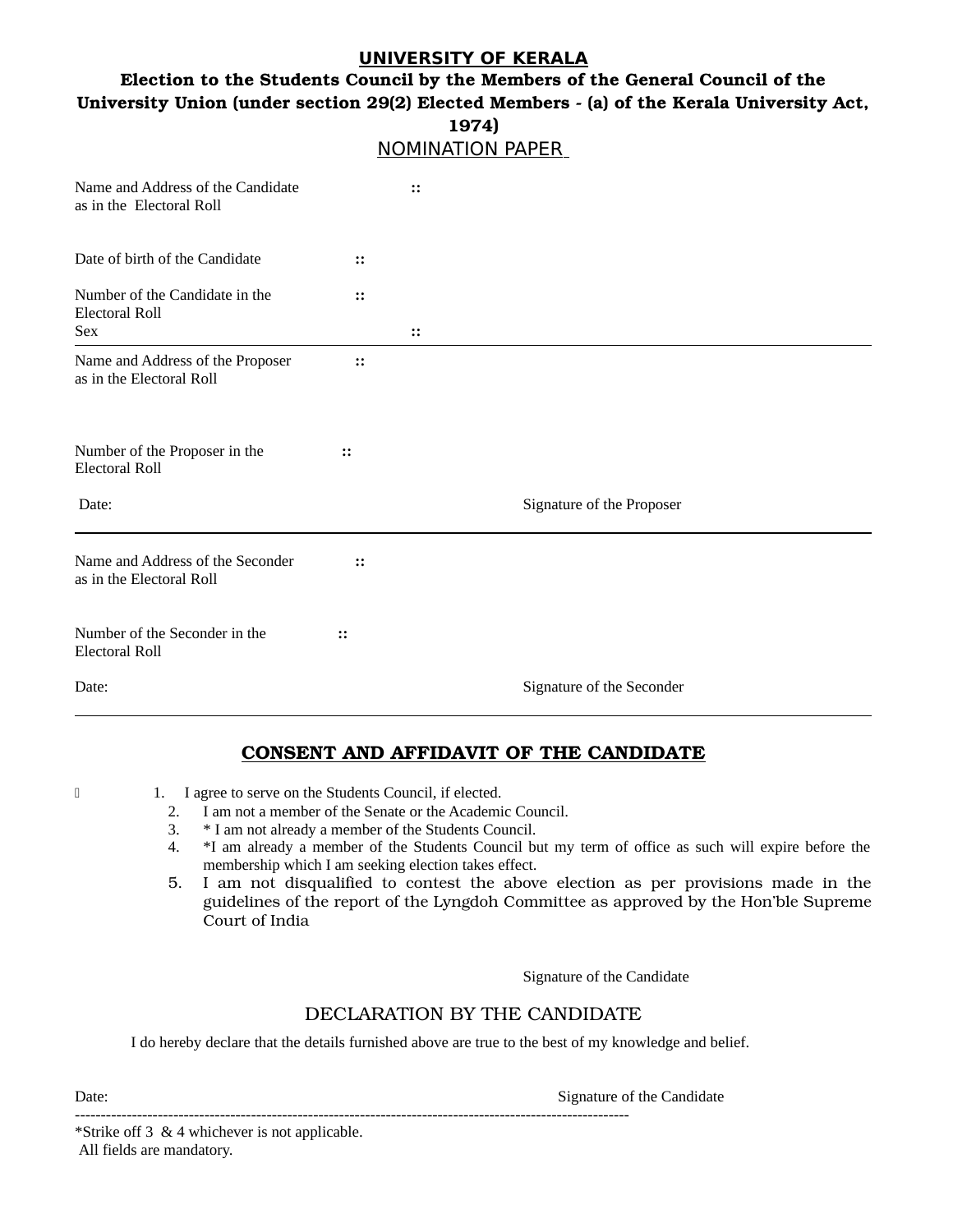**UNIVERSITY OF KERALA**

**Election to the Students Council by the Members of the General Council of the University Union (under section 29(2) Elected Members - (a) of the Kerala University Act, 1974)**

NOMINATION PAPER

Name and Address of the Candidate as in the Electoral Roll ::

Date of birth of the Candidate ::

Number of the Candidate in the Electoral Roll ::

Sex ::

---

Name and Address of the Proposer as in the Electoral Roll ::

Number of the Proposer in the Electoral Roll ::

Date: Signature of the Proposer

---

Name and Address of the Seconder as in the Electoral Roll ::

Number of the Seconder in the Electoral Roll ::

Date: Signature of the Seconder

---

## CONSENT AND AFFIDAVIT OF THE CANDIDATE

1. I agree to serve on the Students Council, if elected.
2. I am not a member of the Senate or the Academic Council.
3. * I am not already a member of the Students Council.
4. *I am already a member of the Students Council but my term of office as such will expire before the membership which I am seeking election takes effect.
5. I am not disqualified to contest the above election as per provisions made in the guidelines of the report of the Lyngdoh Committee as approved by the Hon'ble Supreme Court of India

Signature of the Candidate

## DECLARATION BY THE CANDIDATE

I do hereby declare that the details furnished above are true to the best of my knowledge and belief.

Date: Signature of the Candidate

---

*Strike off 3 & 4 whichever is not applicable.

All fields are mandatory.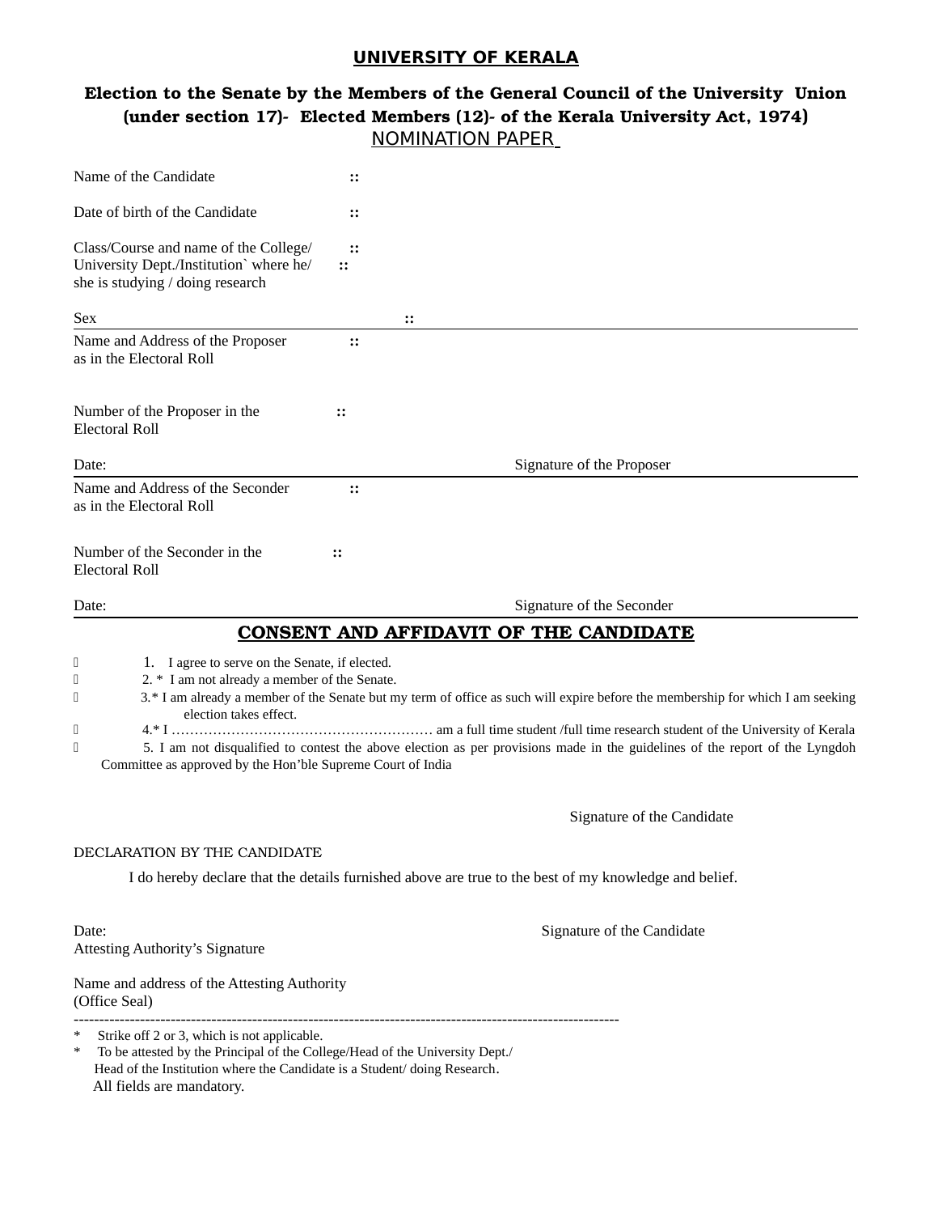# UNIVERSITY OF KERALA

## Election to the Senate by the Members of the General Council of the University Union (under section 17)- Elected Members (12)- of the Kerala University Act, 1974)

NOMINATION PAPER

Name of the Candidate ::

Date of birth of the Candidate ::

Class/Course and name of the College/ University Dept./Institution` where he/ she is studying / doing research ::

Sex ::

---

Name and Address of the Proposer as in the Electoral Roll ::

Number of the Proposer in the Electoral Roll ::

Date: Signature of the Proposer

---

Name and Address of the Seconder as in the Electoral Roll ::

Number of the Seconder in the Electoral Roll ::

Date: Signature of the Seconder

---

## CONSENT AND AFFIDAVIT OF THE CANDIDATE

- 1. I agree to serve on the Senate, if elected.
- 2. * I am not already a member of the Senate.
- 3.* I am already a member of the Senate but my term of office as such will expire before the membership for which I am seeking election takes effect.
- 4.* I ……………………………………………… am a full time student /full time research student of the University of Kerala
- 5. I am not disqualified to contest the above election as per provisions made in the guidelines of the report of the Lyngdoh Committee as approved by the Hon'ble Supreme Court of India

Signature of the Candidate

DECLARATION BY THE CANDIDATE

I do hereby declare that the details furnished above are true to the best of my knowledge and belief.

Date: Signature of the Candidate

Attesting Authority's Signature

Name and address of the Attesting Authority
(Office Seal)

---

* Strike off 2 or 3, which is not applicable.
* To be attested by the Principal of the College/Head of the University Dept./ Head of the Institution where the Candidate is a Student/ doing Research.

All fields are mandatory.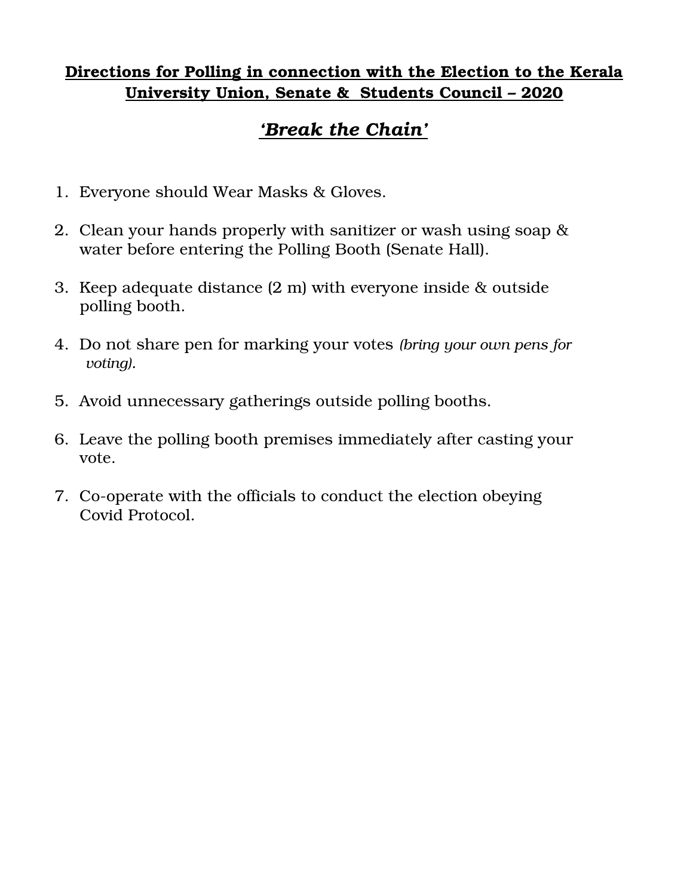**Directions for Polling in connection with the Election to the Kerala University Union, Senate & Students Council – 2020**

***'Break the Chain'***

1. Everyone should Wear Masks & Gloves.

2. Clean your hands properly with sanitizer or wash using soap & water before entering the Polling Booth (Senate Hall).

3. Keep adequate distance (2 m) with everyone inside & outside polling booth.

4. Do not share pen for marking your votes *(bring your own pens for voting).*

5. Avoid unnecessary gatherings outside polling booths.

6. Leave the polling booth premises immediately after casting your vote.

7. Co-operate with the officials to conduct the election obeying Covid Protocol.